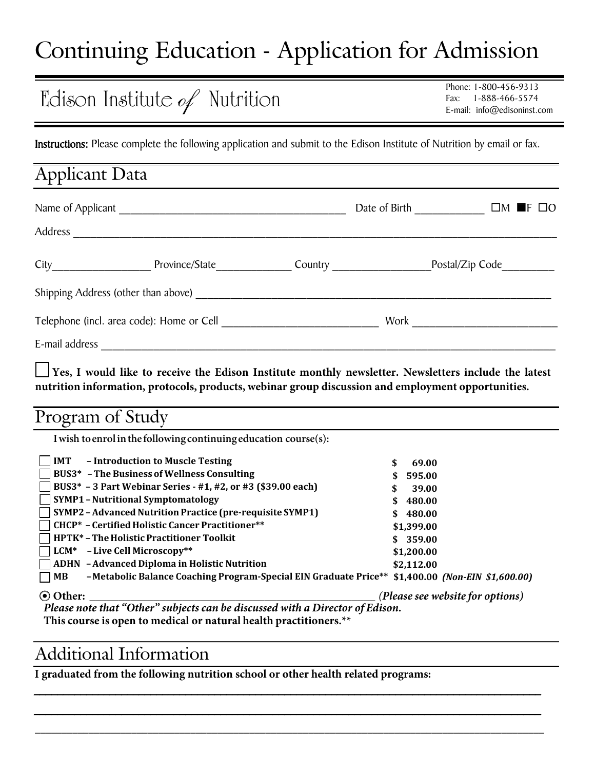# Continuing Education - Application for Admission

## Edison Institute of Nutrition

Phone: 1-800-456-9313
Fax: 1-888-466-5574
E-mail: info@edisoninst.com

**Instructions:** Please complete the following application and submit to the Edison Institute of Nutrition by email or fax.

## Applicant Data

Name of Applicant ________________________ Date of Birth ____________ ☐M ■F ☐O

Address ______________________________________________

City______________ Province/State____________ Country ______________ Postal/Zip Code_________

Shipping Address (other than above) ______________________________________________

Telephone (incl. area code): Home or Cell ________________________ Work ____________________

E-mail address ______________________________________________

☐ **Yes, I would like to receive the Edison Institute monthly newsletter. Newsletters include the latest nutrition information, protocols, products, webinar group discussion and employment opportunities.**

## Program of Study

**I wish to enrol in the following continuing education course(s):**

- ☐ **IMT – Introduction to Muscle Testing** **$ 69.00**
- ☐ **BUS3* – The Business of Wellness Consulting** **$ 595.00**
- ☐ **BUS3* – 3 Part Webinar Series - #1, #2, or #3 ($39.00 each)** **$ 39.00**
- ☐ **SYMP1 – Nutritional Symptomatology** **$ 480.00**
- ☐ **SYMP2 – Advanced Nutrition Practice (pre-requisite SYMP1)** **$ 480.00**
- ☐ **CHCP* – Certified Holistic Cancer Practitioner**** **$1,399.00**
- ☐ **HPTK* – The Holistic Practitioner Toolkit** **$ 359.00**
- ☐ **LCM* – Live Cell Microscopy**** **$1,200.00**
- ☐ **ADHN – Advanced Diploma in Holistic Nutrition** **$2,112.00**
- ☐ **MB – Metabolic Balance Coaching Program-Special EIN Graduate Price**** **$1,400.00** ***(Non-EIN $1,600.00)***

⦿ **Other:** ________________________________ *(Please see website for options)*

***Please note that "Other" subjects can be discussed with a Director of Edison.***

**This course is open to medical or natural health practitioners.****

## Additional Information

**I graduated from the following nutrition school or other health related programs:**

______________________________________________

______________________________________________

______________________________________________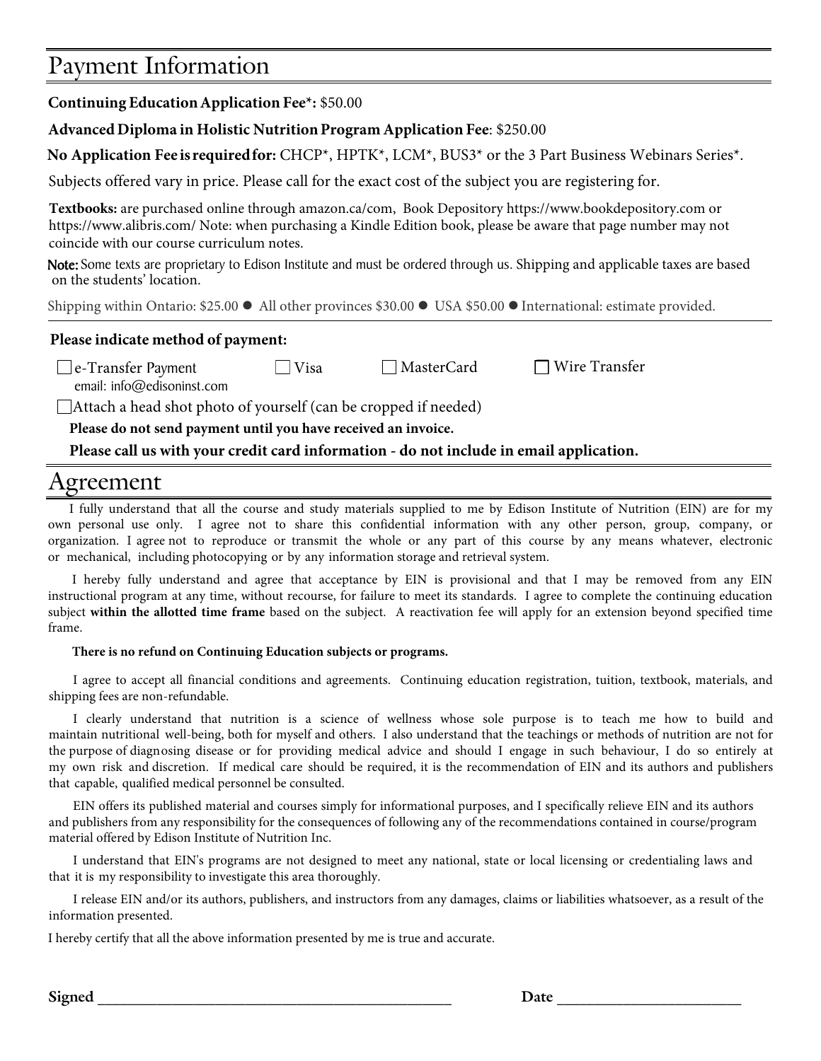# Payment Information

**Continuing Education Application Fee*:** $50.00

**Advanced Diploma in Holistic Nutrition Program Application Fee**: $250.00

**No Application Fee is required for:** CHCP*, HPTK*, LCM*, BUS3* or the 3 Part Business Webinars Series*.

Subjects offered vary in price. Please call for the exact cost of the subject you are registering for.

**Textbooks:** are purchased online through amazon.ca/com, Book Depository https://www.bookdepository.com or https://www.alibris.com/ Note: when purchasing a Kindle Edition book, please be aware that page number may not coincide with our course curriculum notes.

**Note:** Some texts are proprietary to Edison Institute and must be ordered through us. Shipping and applicable taxes are based on the students' location.

Shipping within Ontario: $25.00 ● All other provinces $30.00 ● USA $50.00 ● International: estimate provided.

**Please indicate method of payment:**

☐ e-Transfer Payment email: info@edisoninst.com ☐ Visa ☐ MasterCard ☐ Wire Transfer

☐ Attach a head shot photo of yourself (can be cropped if needed)

**Please do not send payment until you have received an invoice.**

**Please call us with your credit card information - do not include in email application.**

# Agreement

I fully understand that all the course and study materials supplied to me by Edison Institute of Nutrition (EIN) are for my own personal use only. I agree not to share this confidential information with any other person, group, company, or organization. I agree not to reproduce or transmit the whole or any part of this course by any means whatever, electronic or mechanical, including photocopying or by any information storage and retrieval system.

I hereby fully understand and agree that acceptance by EIN is provisional and that I may be removed from any EIN instructional program at any time, without recourse, for failure to meet its standards. I agree to complete the continuing education subject **within the allotted time frame** based on the subject. A reactivation fee will apply for an extension beyond specified time frame.

**There is no refund on Continuing Education subjects or programs.**

I agree to accept all financial conditions and agreements. Continuing education registration, tuition, textbook, materials, and shipping fees are non-refundable.

I clearly understand that nutrition is a science of wellness whose sole purpose is to teach me how to build and maintain nutritional well-being, both for myself and others. I also understand that the teachings or methods of nutrition are not for the purpose of diagnosing disease or for providing medical advice and should I engage in such behaviour, I do so entirely at my own risk and discretion. If medical care should be required, it is the recommendation of EIN and its authors and publishers that capable, qualified medical personnel be consulted.

EIN offers its published material and courses simply for informational purposes, and I specifically relieve EIN and its authors and publishers from any responsibility for the consequences of following any of the recommendations contained in course/program material offered by Edison Institute of Nutrition Inc.

I understand that EIN's programs are not designed to meet any national, state or local licensing or credentialing laws and that it is my responsibility to investigate this area thoroughly.

I release EIN and/or its authors, publishers, and instructors from any damages, claims or liabilities whatsoever, as a result of the information presented.

I hereby certify that all the above information presented by me is true and accurate.

**Signed** ______________________________ **Date** ____________________